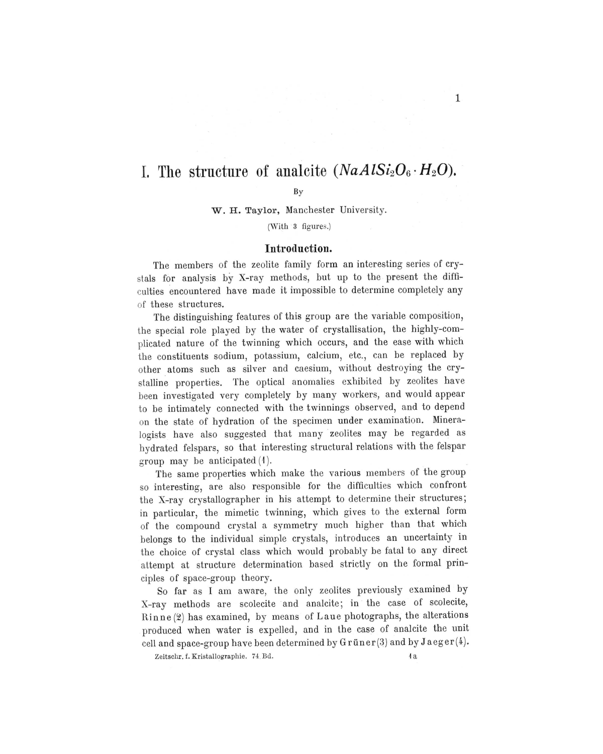# I. The structure of analcite ($NaAlSi_2O_6 \cdot H_2O$).

By

**W. H. Taylor**, Manchester University.

(With 3 figures.)

## Introduction.

The members of the zeolite family form an interesting series of crystals for analysis by X-ray methods, but up to the present the difficulties encountered have made it impossible to determine completely any of these structures.

The distinguishing features of this group are the variable composition, the special role played by the water of crystallisation, the highly-complicated nature of the twinning which occurs, and the ease with which the constituents sodium, potassium, calcium, etc., can be replaced by other atoms such as silver and caesium, without destroying the crystalline properties. The optical anomalies exhibited by zeolites have been investigated very completely by many workers, and would appear to be intimately connected with the twinnings observed, and to depend on the state of hydration of the specimen under examination. Mineralogists have also suggested that many zeolites may be regarded as hydrated felspars, so that interesting structural relations with the felspar group may be anticipated (1).

The same properties which make the various members of the group so interesting, are also responsible for the difficulties which confront the X-ray crystallographer in his attempt to determine their structures; in particular, the mimetic twinning, which gives to the external form of the compound crystal a symmetry much higher than that which belongs to the individual simple crystals, introduces an uncertainty in the choice of crystal class which would probably be fatal to any direct attempt at structure determination based strictly on the formal principles of space-group theory.

So far as I am aware, the only zeolites previously examined by X-ray methods are scolecite and analcite; in the case of scolecite, Rinne (2) has examined, by means of Laue photographs, the alterations produced when water is expelled, and in the case of analcite the unit cell and space-group have been determined by Grüner (3) and by Jaeger (4).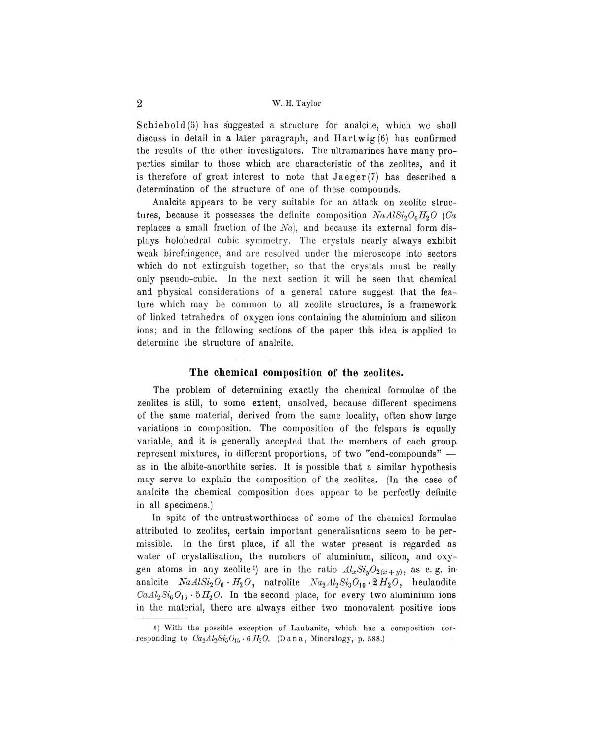Schiebold (5) has suggested a structure for analcite, which we shall discuss in detail in a later paragraph, and Hartwig (6) has confirmed the results of the other investigators. The ultramarines have many properties similar to those which are characteristic of the zeolites, and it is therefore of great interest to note that Jaeger (7) has described a determination of the structure of one of these compounds.

Analcite appears to be very suitable for an attack on zeolite structures, because it possesses the definite composition $NaAlSi_2O_6H_2O$ ($Ca$ replaces a small fraction of the $Na$), and because its external form displays holohedral cubic symmetry. The crystals nearly always exhibit weak birefringence, and are resolved under the microscope into sectors which do not extinguish together, so that the crystals must be really only pseudo-cubic. In the next section it will be seen that chemical and physical considerations of a general nature suggest that the feature which may be common to all zeolite structures, is a framework of linked tetrahedra of oxygen ions containing the aluminium and silicon ions; and in the following sections of the paper this idea is applied to determine the structure of analcite.

## The chemical composition of the zeolites.

The problem of determining exactly the chemical formulae of the zeolites is still, to some extent, unsolved, because different specimens of the same material, derived from the same locality, often show large variations in composition. The composition of the felspars is equally variable, and it is generally accepted that the members of each group represent mixtures, in different proportions, of two "end-compounds" — as in the albite-anorthite series. It is possible that a similar hypothesis may serve to explain the composition of the zeolites. (In the case of analcite the chemical composition does appear to be perfectly definite in all specimens.)

In spite of the untrustworthiness of some of the chemical formulae attributed to zeolites, certain important generalisations seem to be permissible. In the first place, if all the water present is regarded as water of crystallisation, the numbers of aluminium, silicon, and oxygen atoms in any zeolite[1]) are in the ratio $Al_xSi_yO_{2(x+y)}$, as e. g. in analcite $NaAlSi_2O_6 \cdot H_2O$, natrolite $Na_2Al_2Si_3O_{10} \cdot 2H_2O$, heulandite $CaAl_2Si_6O_{16} \cdot 5H_2O$. In the second place, for every two aluminium ions in the material, there are always either two monovalent positive ions

1) With the possible exception of Laubanite, which has a composition corresponding to $Ca_2Al_2Si_5O_{15} \cdot 6H_2O$. (Dana, Mineralogy, p. 588.)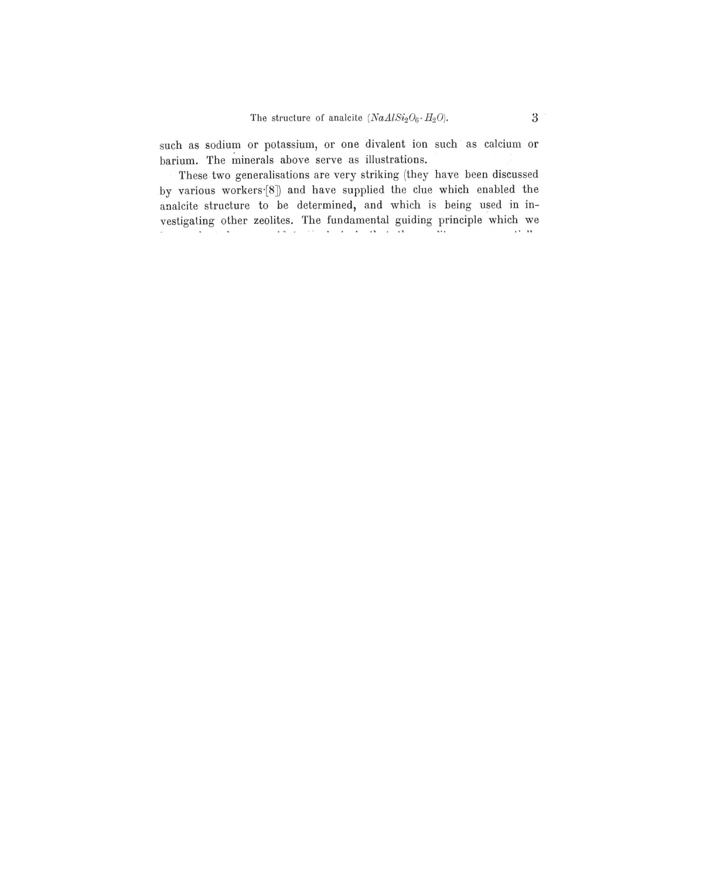such as sodium or potassium, or one divalent ion such as calcium or barium. The minerals above serve as illustrations.

These two generalisations are very striking (they have been discussed by various workers [8]) and have supplied the clue which enabled the analcite structure to be determined, and which is being used in investigating other zeolites. The fundamental guiding principle which we